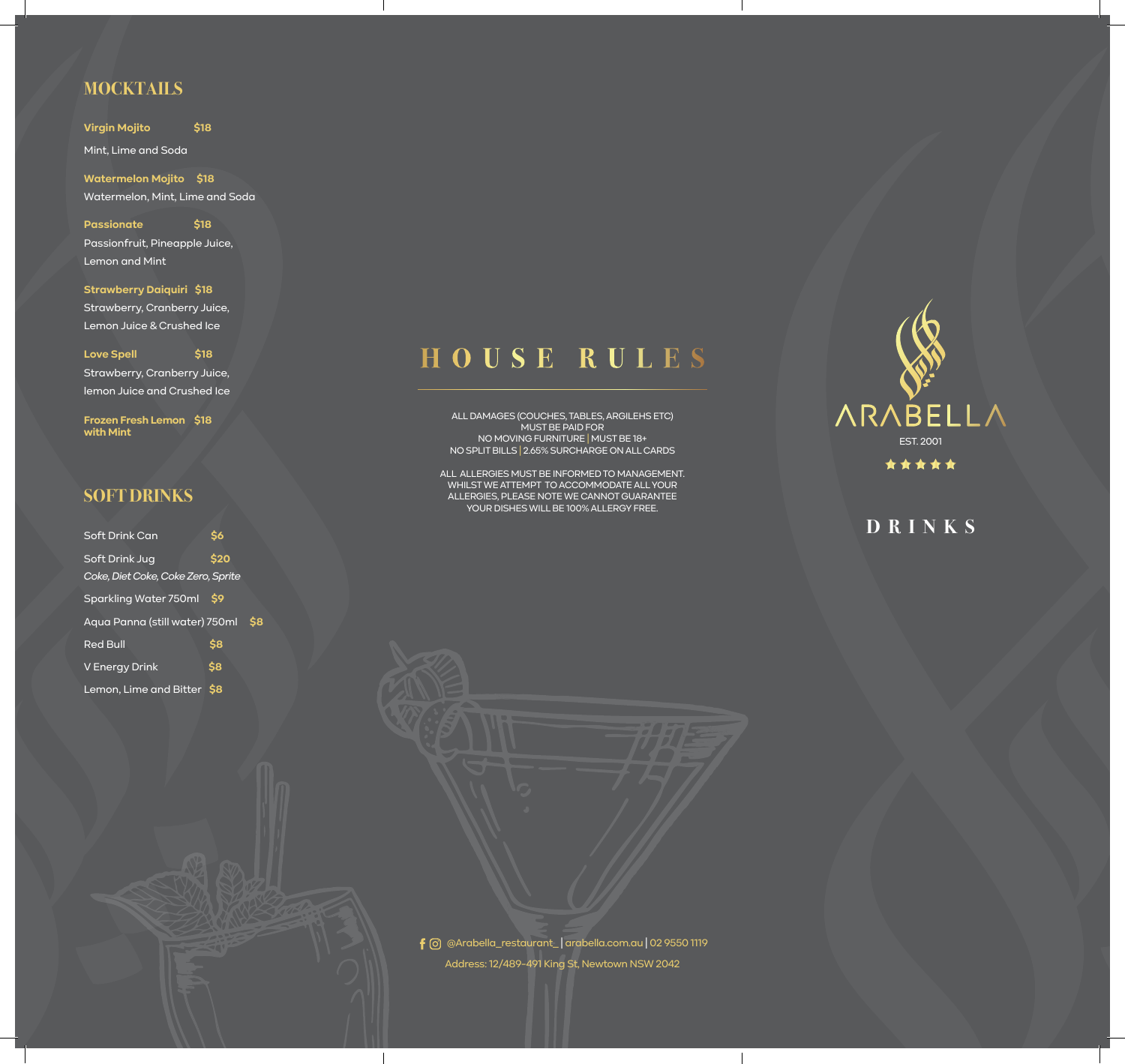## MOCKTAILS

**Virgin Mojito** **$18**
Mint, Lime and Soda

**Watermelon Mojito** **$18**
Watermelon, Mint, Lime and Soda

**Passionate** **$18**
Passionfruit, Pineapple Juice, Lemon and Mint

**Strawberry Daiquiri** **$18**
Strawberry, Cranberry Juice, Lemon Juice & Crushed Ice

**Love Spell** **$18**
Strawberry, Cranberry Juice, lemon Juice and Crushed Ice

**Frozen Fresh Lemon with Mint** **$18**

## SOFT DRINKS

Soft Drink Can **$6**

Soft Drink Jug **$20**
*Coke, Diet Coke, Coke Zero, Sprite*

Sparkling Water 750ml **$9**

Aqua Panna (still water) 750ml **$8**

Red Bull **$8**

V Energy Drink **$8**

Lemon, Lime and Bitter **$8**

## HOUSE RULES

ALL DAMAGES (COUCHES, TABLES, ARGILEHS ETC) MUST BE PAID FOR
NO MOVING FURNITURE | MUST BE 18+
NO SPLIT BILLS | 2.65% SURCHARGE ON ALL CARDS

ALL ALLERGIES MUST BE INFORMED TO MANAGEMENT. WHILST WE ATTEMPT TO ACCOMMODATE ALL YOUR ALLERGIES, PLEASE NOTE WE CANNOT GUARANTEE YOUR DISHES WILL BE 100% ALLERGY FREE.

@Arabella_restaurant_ | arabella.com.au | 02 9550 1119
Address: 12/489-491 King St, Newtown NSW 2042

# ARABELLA

EST. 2001

★★★★★

## DRINKS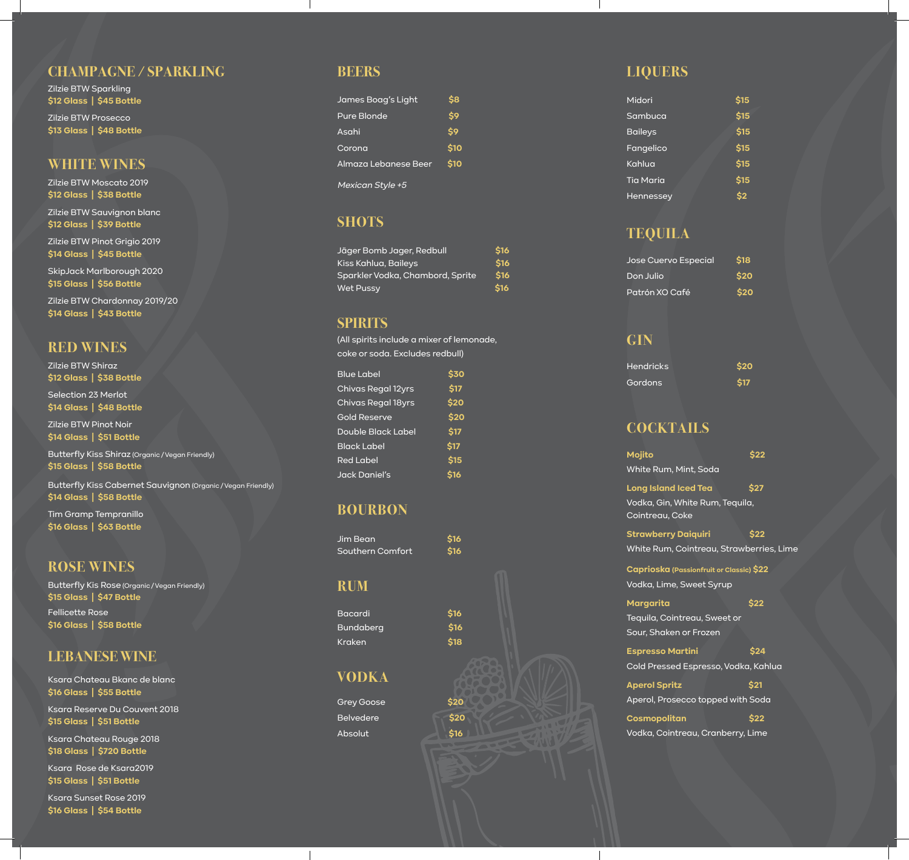## CHAMPAGNE / SPARKLING

Zilzie BTW Sparkling
**$12 Glass | $45 Bottle**

Zilzie BTW Prosecco
**$13 Glass | $48 Bottle**

## WHITE WINES

Zilzie BTW Moscato 2019
**$12 Glass | $38 Bottle**

Zilzie BTW Sauvignon blanc
**$12 Glass | $39 Bottle**

Zilzie BTW Pinot Grigio 2019
**$14 Glass | $45 Bottle**

SkipJack Marlborough 2020
**$15 Glass | $56 Bottle**

Zilzie BTW Chardonnay 2019/20
**$14 Glass | $43 Bottle**

## RED WINES

Zilzie BTW Shiraz
**$12 Glass | $38 Bottle**

Selection 23 Merlot
**$14 Glass | $48 Bottle**

Zilzie BTW Pinot Noir
**$14 Glass | $51 Bottle**

Butterfly Kiss Shiraz (Organic / Vegan Friendly)
**$15 Glass | $58 Bottle**

Butterfly Kiss Cabernet Sauvignon (Organic / Vegan Friendly)
**$14 Glass | $58 Bottle**

Tim Gramp Tempranillo
**$16 Glass | $63 Bottle**

## ROSE WINES

Butterfly Kis Rose (Organic / Vegan Friendly)
**$15 Glass | $47 Bottle**

Fellicette Rose
**$16 Glass | $58 Bottle**

## LEBANESE WINE

Ksara Chateau Bkanc de blanc
**$16 Glass | $55 Bottle**

Ksara Reserve Du Couvent 2018
**$15 Glass | $51 Bottle**

Ksara Chateau Rouge 2018
**$18 Glass | $720 Bottle**

Ksara Rose de Ksara2019
**$15 Glass | $51 Bottle**

Ksara Sunset Rose 2019
**$16 Glass | $54 Bottle**

## BEERS

| | |
|---|---|
| James Boag's Light | $8 |
| Pure Blonde | $9 |
| Asahi | $9 |
| Corona | $10 |
| Almaza Lebanese Beer | $10 |

*Mexican Style +5*

## SHOTS

| | |
|---|---|
| Jäger Bomb Jager, Redbull | $16 |
| Kiss Kahlua, Baileys | $16 |
| Sparkler Vodka, Chambord, Sprite | $16 |
| Wet Pussy | $16 |

## SPIRITS

(All spirits include a mixer of lemonade, coke or soda. Excludes redbull)

| | |
|---|---|
| Blue Label | $30 |
| Chivas Regal 12yrs | $17 |
| Chivas Regal 18yrs | $20 |
| Gold Reserve | $20 |
| Double Black Label | $17 |
| Black Label | $17 |
| Red Label | $15 |
| Jack Daniel's | $16 |

## BOURBON

| | |
|---|---|
| Jim Bean | $16 |
| Southern Comfort | $16 |

## RUM

| | |
|---|---|
| Bacardi | $16 |
| Bundaberg | $16 |
| Kraken | $18 |

## VODKA

| | |
|---|---|
| Grey Goose | $20 |
| Belvedere | $20 |
| Absolut | $16 |

## LIQUERS

| | |
|---|---|
| Midori | $15 |
| Sambuca | $15 |
| Baileys | $15 |
| Fangelico | $15 |
| Kahlua | $15 |
| Tia Maria | $15 |
| Hennessey | $2 |

## TEQUILA

| | |
|---|---|
| Jose Cuervo Especial | $18 |
| Don Julio | $20 |
| Patrón XO Café | $20 |

## GIN

| | |
|---|---|
| Hendricks | $20 |
| Gordons | $17 |

## COCKTAILS

**Mojito** **$22**
White Rum, Mint, Soda

**Long Island Iced Tea** **$27**
Vodka, Gin, White Rum, Tequila, Cointreau, Coke

**Strawberry Daiquiri** **$22**
White Rum, Cointreau, Strawberries, Lime

**Caprioska** (Passionfruit or Classic) **$22**
Vodka, Lime, Sweet Syrup

**Margarita** **$22**
Tequila, Cointreau, Sweet or Sour, Shaken or Frozen

**Espresso Martini** **$24**
Cold Pressed Espresso, Vodka, Kahlua

**Aperol Spritz** **$21**
Aperol, Prosecco topped with Soda

**Cosmopolitan** **$22**
Vodka, Cointreau, Cranberry, Lime